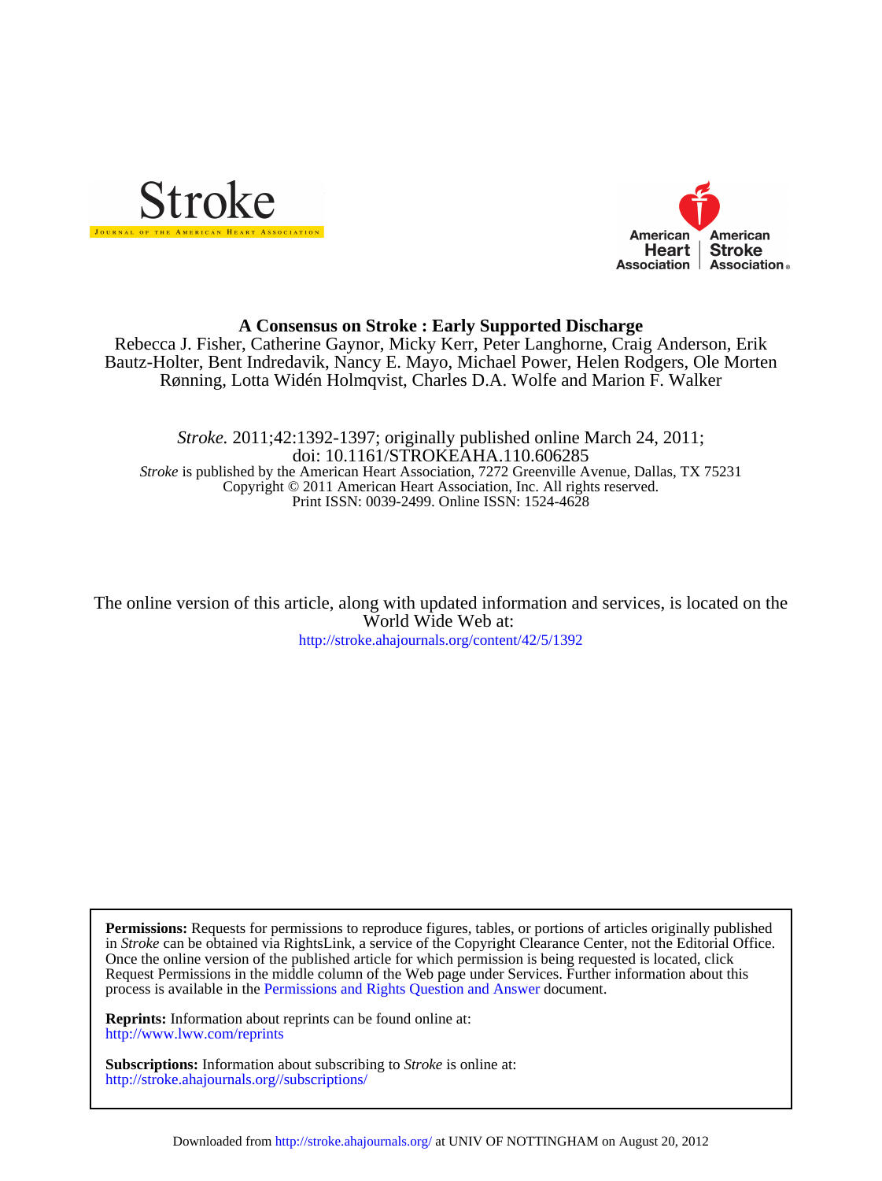Stroke

JOURNAL OF THE AMERICAN HEART ASSOCIATION

American Heart Association | American Stroke Association

# A Consensus on Stroke : Early Supported Discharge

Rebecca J. Fisher, Catherine Gaynor, Micky Kerr, Peter Langhorne, Craig Anderson, Erik Bautz-Holter, Bent Indredavik, Nancy E. Mayo, Michael Power, Helen Rodgers, Ole Morten Rønning, Lotta Widén Holmqvist, Charles D.A. Wolfe and Marion F. Walker

*Stroke.* 2011;42:1392-1397; originally published online March 24, 2011;
doi: 10.1161/STROKEAHA.110.606285
*Stroke* is published by the American Heart Association, 7272 Greenville Avenue, Dallas, TX 75231
Copyright © 2011 American Heart Association, Inc. All rights reserved.
Print ISSN: 0039-2499. Online ISSN: 1524-4628

The online version of this article, along with updated information and services, is located on the World Wide Web at:
http://stroke.ahajournals.org/content/42/5/1392

**Permissions:** Requests for permissions to reproduce figures, tables, or portions of articles originally published in *Stroke* can be obtained via RightsLink, a service of the Copyright Clearance Center, not the Editorial Office. Once the online version of the published article for which permission is being requested is located, click Request Permissions in the middle column of the Web page under Services. Further information about this process is available in the Permissions and Rights Question and Answer document.

**Reprints:** Information about reprints can be found online at:
http://www.lww.com/reprints

**Subscriptions:** Information about subscribing to *Stroke* is online at:
http://stroke.ahajournals.org//subscriptions/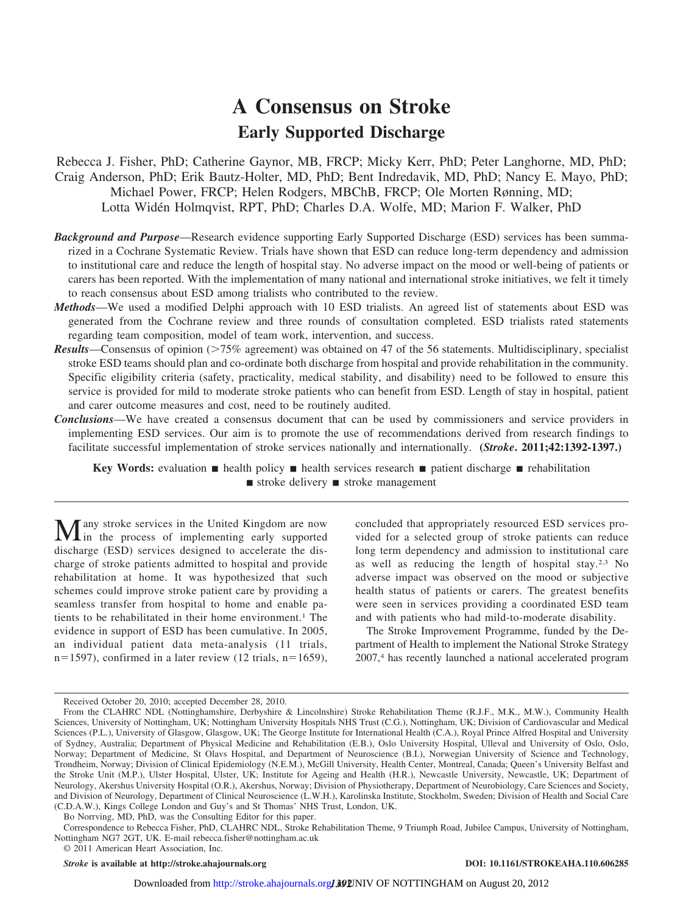# A Consensus on Stroke

## Early Supported Discharge

Rebecca J. Fisher, PhD; Catherine Gaynor, MB, FRCP; Micky Kerr, PhD; Peter Langhorne, MD, PhD; Craig Anderson, PhD; Erik Bautz-Holter, MD, PhD; Bent Indredavik, MD, PhD; Nancy E. Mayo, PhD; Michael Power, FRCP; Helen Rodgers, MBChB, FRCP; Ole Morten Rønning, MD; Lotta Widén Holmqvist, RPT, PhD; Charles D.A. Wolfe, MD; Marion F. Walker, PhD

***Background and Purpose***—Research evidence supporting Early Supported Discharge (ESD) services has been summarized in a Cochrane Systematic Review. Trials have shown that ESD can reduce long-term dependency and admission to institutional care and reduce the length of hospital stay. No adverse impact on the mood or well-being of patients or carers has been reported. With the implementation of many national and international stroke initiatives, we felt it timely to reach consensus about ESD among trialists who contributed to the review.

***Methods***—We used a modified Delphi approach with 10 ESD trialists. An agreed list of statements about ESD was generated from the Cochrane review and three rounds of consultation completed. ESD trialists rated statements regarding team composition, model of team work, intervention, and success.

***Results***—Consensus of opinion (>75% agreement) was obtained on 47 of the 56 statements. Multidisciplinary, specialist stroke ESD teams should plan and co-ordinate both discharge from hospital and provide rehabilitation in the community. Specific eligibility criteria (safety, practicality, medical stability, and disability) need to be followed to ensure this service is provided for mild to moderate stroke patients who can benefit from ESD. Length of stay in hospital, patient and carer outcome measures and cost, need to be routinely audited.

***Conclusions***—We have created a consensus document that can be used by commissioners and service providers in implementing ESD services. Our aim is to promote the use of recommendations derived from research findings to facilitate successful implementation of stroke services nationally and internationally. **(*Stroke*. 2011;42:1392-1397.)**

**Key Words:** evaluation ■ health policy ■ health services research ■ patient discharge ■ rehabilitation ■ stroke delivery ■ stroke management

Many stroke services in the United Kingdom are now in the process of implementing early supported discharge (ESD) services designed to accelerate the discharge of stroke patients admitted to hospital and provide rehabilitation at home. It was hypothesized that such schemes could improve stroke patient care by providing a seamless transfer from hospital to home and enable patients to be rehabilitated in their home environment.[1] The evidence in support of ESD has been cumulative. In 2005, an individual patient data meta-analysis (11 trials, n=1597), confirmed in a later review (12 trials, n=1659), concluded that appropriately resourced ESD services provided for a selected group of stroke patients can reduce long term dependency and admission to institutional care as well as reducing the length of hospital stay.[2,3] No adverse impact was observed on the mood or subjective health status of patients or carers. The greatest benefits were seen in services providing a coordinated ESD team and with patients who had mild-to-moderate disability.

The Stroke Improvement Programme, funded by the Department of Health to implement the National Stroke Strategy 2007,[4] has recently launched a national accelerated program

---

Received October 20, 2010; accepted December 28, 2010.

From the CLAHRC NDL (Nottinghamshire, Derbyshire & Lincolnshire) Stroke Rehabilitation Theme (R.J.F., M.K., M.W.), Community Health Sciences, University of Nottingham, UK; Nottingham University Hospitals NHS Trust (C.G.), Nottingham, UK; Division of Cardiovascular and Medical Sciences (P.L.), University of Glasgow, Glasgow, UK; The George Institute for International Health (C.A.), Royal Prince Alfred Hospital and University of Sydney, Australia; Department of Physical Medicine and Rehabilitation (E.B.), Oslo University Hospital, Ulleval and University of Oslo, Oslo, Norway; Department of Medicine, St Olavs Hospital, and Department of Neuroscience (B.I.), Norwegian University of Science and Technology, Trondheim, Norway; Division of Clinical Epidemiology (N.E.M.), McGill University, Health Center, Montreal, Canada; Queen's University Belfast and the Stroke Unit (M.P.), Ulster Hospital, Ulster, UK; Institute for Ageing and Health (H.R.), Newcastle University, Newcastle, UK; Department of Neurology, Akershus University Hospital (O.R.), Akershus, Norway; Division of Physiotherapy, Department of Neurobiology, Care Sciences and Society, and Division of Neurology, Department of Clinical Neuroscience (L.W.H.), Karolinska Institute, Stockholm, Sweden; Division of Health and Social Care (C.D.A.W.), Kings College London and Guy's and St Thomas' NHS Trust, London, UK.

Bo Norrving, MD, PhD, was the Consulting Editor for this paper.

Correspondence to Rebecca Fisher, PhD, CLAHRC NDL, Stroke Rehabilitation Theme, 9 Triumph Road, Jubilee Campus, University of Nottingham, Nottingham NG7 2GT, UK. E-mail rebecca.fisher@nottingham.ac.uk

© 2011 American Heart Association, Inc.

*Stroke* is available at http://stroke.ahajournals.org DOI: 10.1161/STROKEAHA.110.606285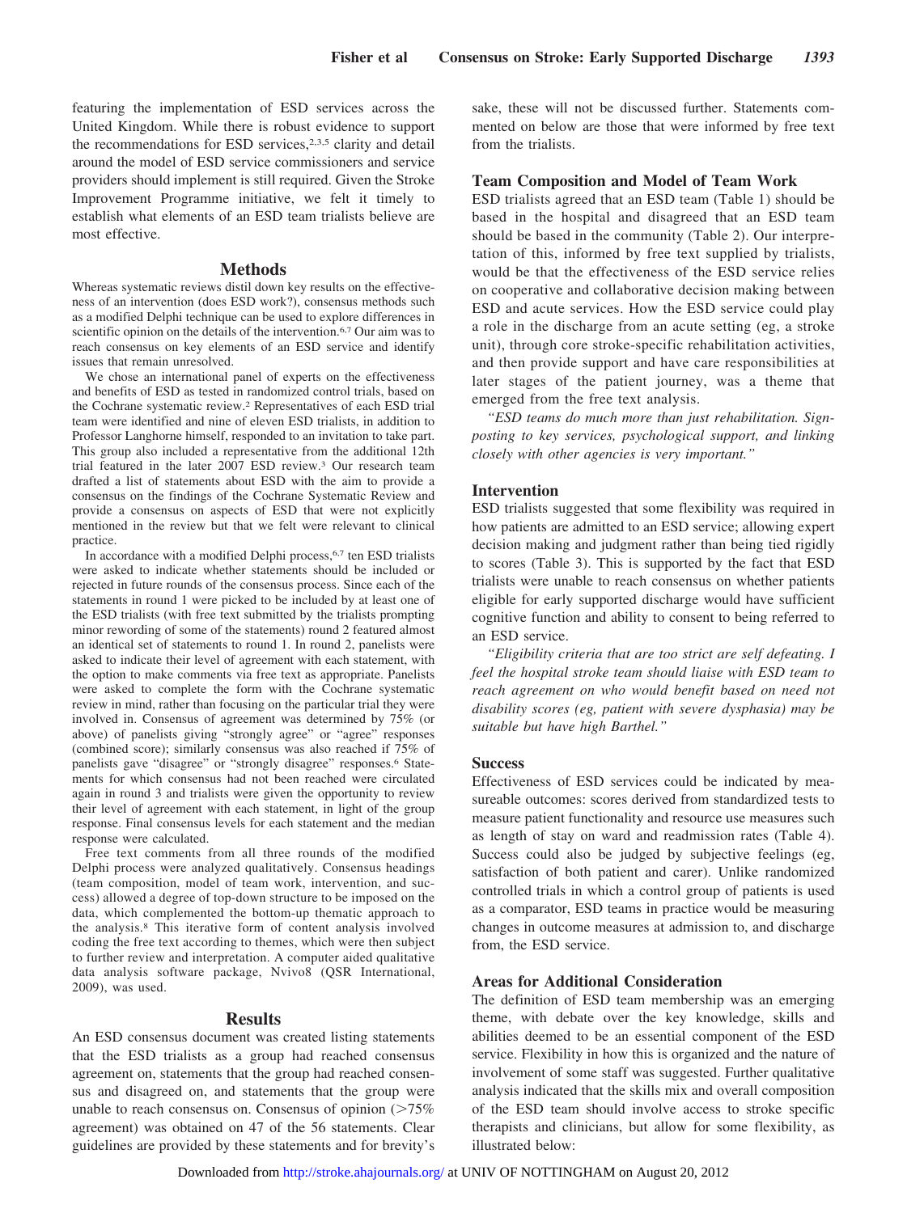featuring the implementation of ESD services across the United Kingdom. While there is robust evidence to support the recommendations for ESD services,[2,3,5] clarity and detail around the model of ESD service commissioners and service providers should implement is still required. Given the Stroke Improvement Programme initiative, we felt it timely to establish what elements of an ESD team trialists believe are most effective.

## Methods

Whereas systematic reviews distil down key results on the effectiveness of an intervention (does ESD work?), consensus methods such as a modified Delphi technique can be used to explore differences in scientific opinion on the details of the intervention.[6,7] Our aim was to reach consensus on key elements of an ESD service and identify issues that remain unresolved.

We chose an international panel of experts on the effectiveness and benefits of ESD as tested in randomized control trials, based on the Cochrane systematic review.[2] Representatives of each ESD trial team were identified and nine of eleven ESD trialists, in addition to Professor Langhorne himself, responded to an invitation to take part. This group also included a representative from the additional 12th trial featured in the later 2007 ESD review.[3] Our research team drafted a list of statements about ESD with the aim to provide a consensus on the findings of the Cochrane Systematic Review and provide a consensus on aspects of ESD that were not explicitly mentioned in the review but that we felt were relevant to clinical practice.

In accordance with a modified Delphi process,[6,7] ten ESD trialists were asked to indicate whether statements should be included or rejected in future rounds of the consensus process. Since each of the statements in round 1 were picked to be included by at least one of the ESD trialists (with free text submitted by the trialists prompting minor rewording of some of the statements) round 2 featured almost an identical set of statements to round 1. In round 2, panelists were asked to indicate their level of agreement with each statement, with the option to make comments via free text as appropriate. Panelists were asked to complete the form with the Cochrane systematic review in mind, rather than focusing on the particular trial they were involved in. Consensus of agreement was determined by 75% (or above) of panelists giving "strongly agree" or "agree" responses (combined score); similarly consensus was also reached if 75% of panelists gave "disagree" or "strongly disagree" responses.[6] Statements for which consensus had not been reached were circulated again in round 3 and trialists were given the opportunity to review their level of agreement with each statement, in light of the group response. Final consensus levels for each statement and the median response were calculated.

Free text comments from all three rounds of the modified Delphi process were analyzed qualitatively. Consensus headings (team composition, model of team work, intervention, and success) allowed a degree of top-down structure to be imposed on the data, which complemented the bottom-up thematic approach to the analysis.[8] This iterative form of content analysis involved coding the free text according to themes, which were then subject to further review and interpretation. A computer aided qualitative data analysis software package, Nvivo8 (QSR International, 2009), was used.

## Results

An ESD consensus document was created listing statements that the ESD trialists as a group had reached consensus agreement on, statements that the group had reached consensus and disagreed on, and statements that the group were unable to reach consensus on. Consensus of opinion ($>$75% agreement) was obtained on 47 of the 56 statements. Clear guidelines are provided by these statements and for brevity's sake, these will not be discussed further. Statements commented on below are those that were informed by free text from the trialists.

### Team Composition and Model of Team Work

ESD trialists agreed that an ESD team (Table 1) should be based in the hospital and disagreed that an ESD team should be based in the community (Table 2). Our interpretation of this, informed by free text supplied by trialists, would be that the effectiveness of the ESD service relies on cooperative and collaborative decision making between ESD and acute services. How the ESD service could play a role in the discharge from an acute setting (eg, a stroke unit), through core stroke-specific rehabilitation activities, and then provide support and have care responsibilities at later stages of the patient journey, was a theme that emerged from the free text analysis.

*"ESD teams do much more than just rehabilitation. Sign-posting to key services, psychological support, and linking closely with other agencies is very important."*

### Intervention

ESD trialists suggested that some flexibility was required in how patients are admitted to an ESD service; allowing expert decision making and judgment rather than being tied rigidly to scores (Table 3). This is supported by the fact that ESD trialists were unable to reach consensus on whether patients eligible for early supported discharge would have sufficient cognitive function and ability to consent to being referred to an ESD service.

*"Eligibility criteria that are too strict are self defeating. I feel the hospital stroke team should liaise with ESD team to reach agreement on who would benefit based on need not disability scores (eg, patient with severe dysphasia) may be suitable but have high Barthel."*

### Success

Effectiveness of ESD services could be indicated by measureable outcomes: scores derived from standardized tests to measure patient functionality and resource use measures such as length of stay on ward and readmission rates (Table 4). Success could also be judged by subjective feelings (eg, satisfaction of both patient and carer). Unlike randomized controlled trials in which a control group of patients is used as a comparator, ESD teams in practice would be measuring changes in outcome measures at admission to, and discharge from, the ESD service.

### Areas for Additional Consideration

The definition of ESD team membership was an emerging theme, with debate over the key knowledge, skills and abilities deemed to be an essential component of the ESD service. Flexibility in how this is organized and the nature of involvement of some staff was suggested. Further qualitative analysis indicated that the skills mix and overall composition of the ESD team should involve access to stroke specific therapists and clinicians, but allow for some flexibility, as illustrated below: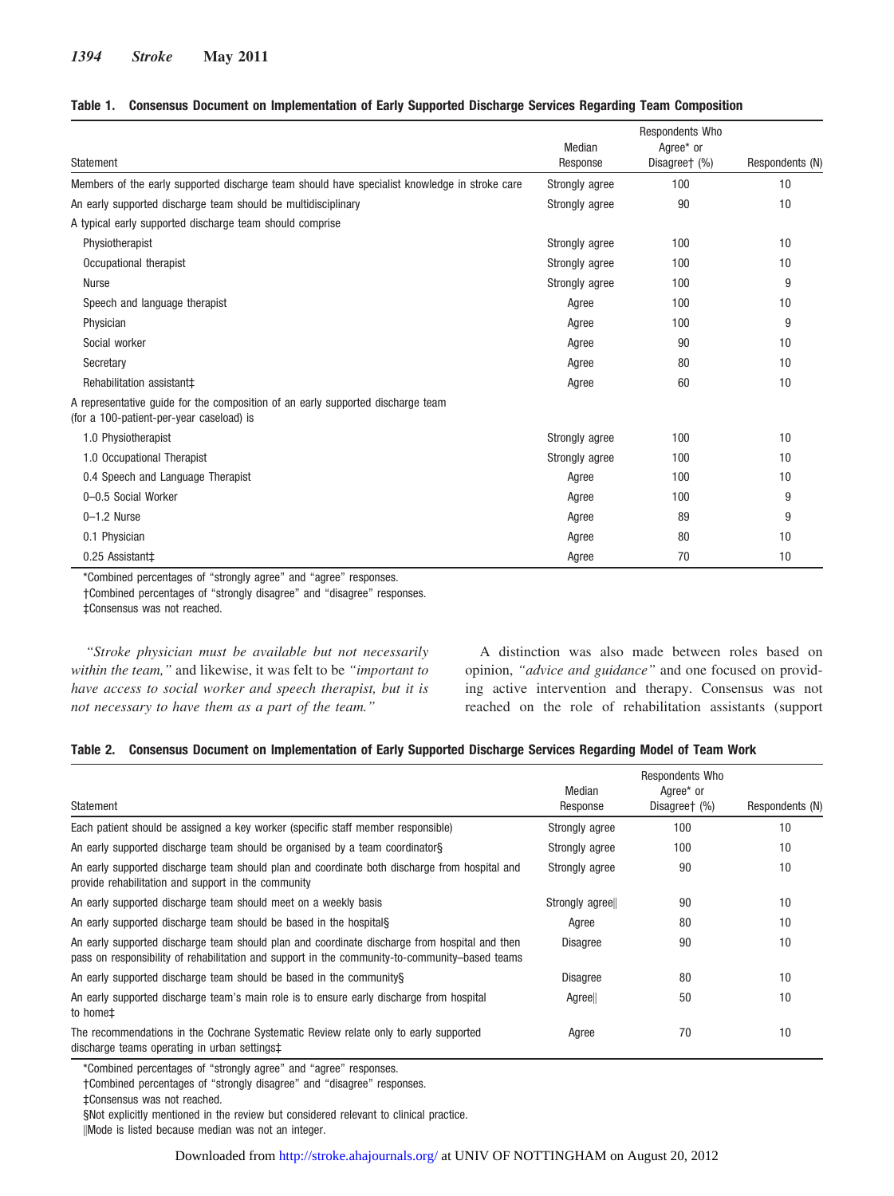**Table 1. Consensus Document on Implementation of Early Supported Discharge Services Regarding Team Composition**

| Statement | Median Response | Respondents Who Agree* or Disagree† (%) | Respondents (N) |
|---|---|---|---|
| Members of the early supported discharge team should have specialist knowledge in stroke care | Strongly agree | 100 | 10 |
| An early supported discharge team should be multidisciplinary | Strongly agree | 90 | 10 |
| A typical early supported discharge team should comprise | | | |
| Physiotherapist | Strongly agree | 100 | 10 |
| Occupational therapist | Strongly agree | 100 | 10 |
| Nurse | Strongly agree | 100 | 9 |
| Speech and language therapist | Agree | 100 | 10 |
| Physician | Agree | 100 | 9 |
| Social worker | Agree | 90 | 10 |
| Secretary | Agree | 80 | 10 |
| Rehabilitation assistant‡ | Agree | 60 | 10 |
| A representative guide for the composition of an early supported discharge team (for a 100-patient-per-year caseload) is | | | |
| 1.0 Physiotherapist | Strongly agree | 100 | 10 |
| 1.0 Occupational Therapist | Strongly agree | 100 | 10 |
| 0.4 Speech and Language Therapist | Agree | 100 | 10 |
| 0–0.5 Social Worker | Agree | 100 | 9 |
| 0–1.2 Nurse | Agree | 89 | 9 |
| 0.1 Physician | Agree | 80 | 10 |
| 0.25 Assistant‡ | Agree | 70 | 10 |

*Combined percentages of "strongly agree" and "agree" responses.
†Combined percentages of "strongly disagree" and "disagree" responses.
‡Consensus was not reached.

*"Stroke physician must be available but not necessarily within the team,"* and likewise, it was felt to be *"important to have access to social worker and speech therapist, but it is not necessary to have them as a part of the team."*

A distinction was also made between roles based on opinion, *"advice and guidance"* and one focused on providing active intervention and therapy. Consensus was not reached on the role of rehabilitation assistants (support

**Table 2. Consensus Document on Implementation of Early Supported Discharge Services Regarding Model of Team Work**

| Statement | Median Response | Respondents Who Agree* or Disagree† (%) | Respondents (N) |
|---|---|---|---|
| Each patient should be assigned a key worker (specific staff member responsible) | Strongly agree | 100 | 10 |
| An early supported discharge team should be organised by a team coordinator§ | Strongly agree | 100 | 10 |
| An early supported discharge team should plan and coordinate both discharge from hospital and provide rehabilitation and support in the community | Strongly agree | 90 | 10 |
| An early supported discharge team should meet on a weekly basis | Strongly agree‖ | 90 | 10 |
| An early supported discharge team should be based in the hospital§ | Agree | 80 | 10 |
| An early supported discharge team should plan and coordinate discharge from hospital and then pass on responsibility of rehabilitation and support in the community-to-community–based teams | Disagree | 90 | 10 |
| An early supported discharge team should be based in the community§ | Disagree | 80 | 10 |
| An early supported discharge team's main role is to ensure early discharge from hospital to home‡ | Agree‖ | 50 | 10 |
| The recommendations in the Cochrane Systematic Review relate only to early supported discharge teams operating in urban settings‡ | Agree | 70 | 10 |

*Combined percentages of "strongly agree" and "agree" responses.
†Combined percentages of "strongly disagree" and "disagree" responses.
‡Consensus was not reached.
§Not explicitly mentioned in the review but considered relevant to clinical practice.
‖Mode is listed because median was not an integer.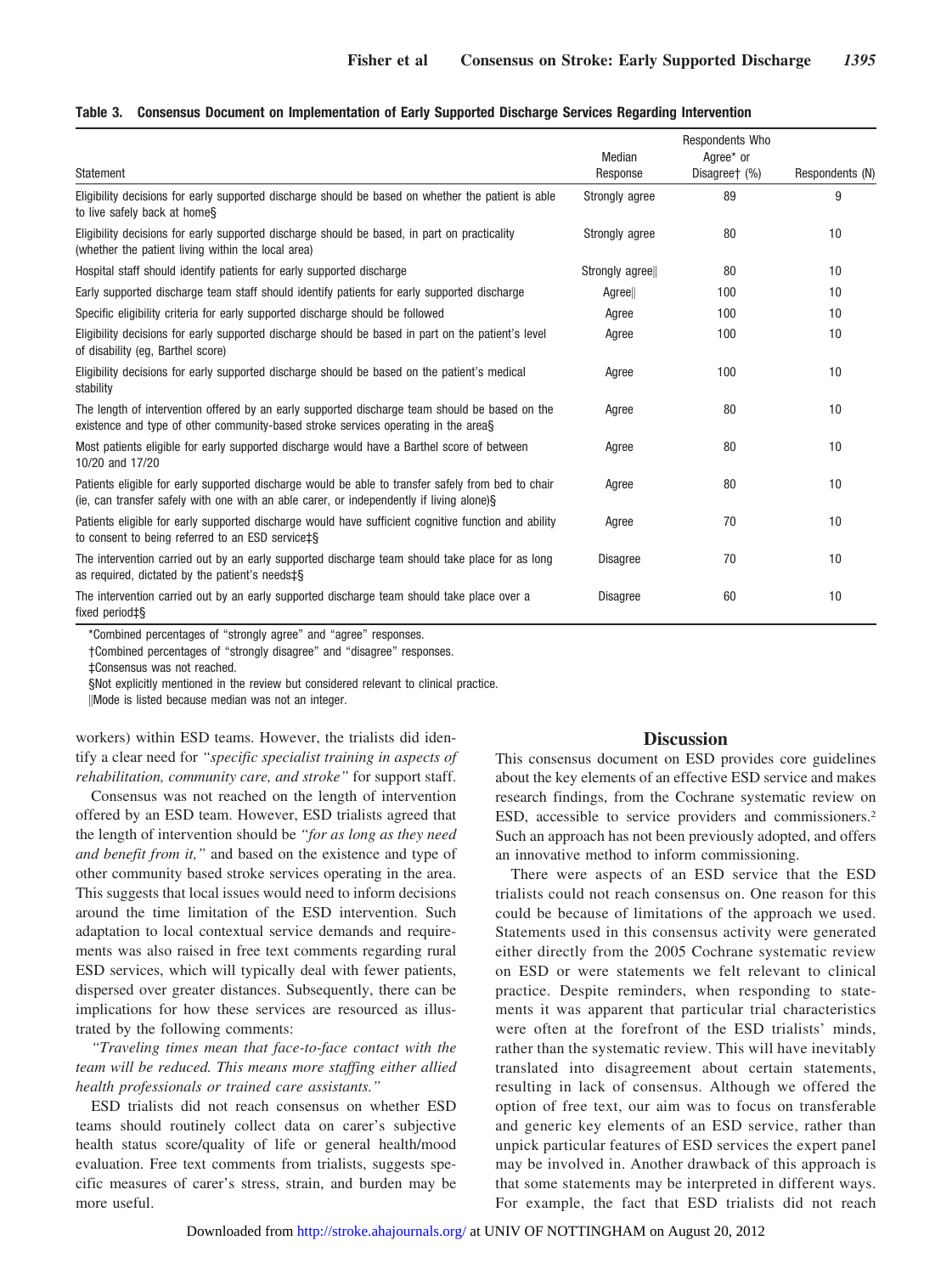**Table 3. Consensus Document on Implementation of Early Supported Discharge Services Regarding Intervention**

| Statement | Median Response | Respondents Who Agree* or Disagree† (%) | Respondents (N) |
|---|---|---|---|
| Eligibility decisions for early supported discharge should be based on whether the patient is able to live safely back at home§ | Strongly agree | 89 | 9 |
| Eligibility decisions for early supported discharge should be based, in part on practicality (whether the patient living within the local area) | Strongly agree | 80 | 10 |
| Hospital staff should identify patients for early supported discharge | Strongly agree‖ | 80 | 10 |
| Early supported discharge team staff should identify patients for early supported discharge | Agree‖ | 100 | 10 |
| Specific eligibility criteria for early supported discharge should be followed | Agree | 100 | 10 |
| Eligibility decisions for early supported discharge should be based in part on the patient's level of disability (eg, Barthel score) | Agree | 100 | 10 |
| Eligibility decisions for early supported discharge should be based on the patient's medical stability | Agree | 100 | 10 |
| The length of intervention offered by an early supported discharge team should be based on the existence and type of other community-based stroke services operating in the area§ | Agree | 80 | 10 |
| Most patients eligible for early supported discharge would have a Barthel score of between 10/20 and 17/20 | Agree | 80 | 10 |
| Patients eligible for early supported discharge would be able to transfer safely from bed to chair (ie, can transfer safely with one with an able carer, or independently if living alone)§ | Agree | 80 | 10 |
| Patients eligible for early supported discharge would have sufficient cognitive function and ability to consent to being referred to an ESD service‡§ | Agree | 70 | 10 |
| The intervention carried out by an early supported discharge team should take place for as long as required, dictated by the patient's needs‡§ | Disagree | 70 | 10 |
| The intervention carried out by an early supported discharge team should take place over a fixed period‡§ | Disagree | 60 | 10 |

*Combined percentages of "strongly agree" and "agree" responses.
†Combined percentages of "strongly disagree" and "disagree" responses.
‡Consensus was not reached.
§Not explicitly mentioned in the review but considered relevant to clinical practice.
‖Mode is listed because median was not an integer.

workers) within ESD teams. However, the trialists did identify a clear need for *"specific specialist training in aspects of rehabilitation, community care, and stroke"* for support staff.

Consensus was not reached on the length of intervention offered by an ESD team. However, ESD trialists agreed that the length of intervention should be *"for as long as they need and benefit from it,"* and based on the existence and type of other community based stroke services operating in the area. This suggests that local issues would need to inform decisions around the time limitation of the ESD intervention. Such adaptation to local contextual service demands and requirements was also raised in free text comments regarding rural ESD services, which will typically deal with fewer patients, dispersed over greater distances. Subsequently, there can be implications for how these services are resourced as illustrated by the following comments:

*"Traveling times mean that face-to-face contact with the team will be reduced. This means more staffing either allied health professionals or trained care assistants."*

ESD trialists did not reach consensus on whether ESD teams should routinely collect data on carer's subjective health status score/quality of life or general health/mood evaluation. Free text comments from trialists, suggests specific measures of carer's stress, strain, and burden may be more useful.

## Discussion

This consensus document on ESD provides core guidelines about the key elements of an effective ESD service and makes research findings, from the Cochrane systematic review on ESD, accessible to service providers and commissioners.[2] Such an approach has not been previously adopted, and offers an innovative method to inform commissioning.

There were aspects of an ESD service that the ESD trialists could not reach consensus on. One reason for this could be because of limitations of the approach we used. Statements used in this consensus activity were generated either directly from the 2005 Cochrane systematic review on ESD or were statements we felt relevant to clinical practice. Despite reminders, when responding to statements it was apparent that particular trial characteristics were often at the forefront of the ESD trialists' minds, rather than the systematic review. This will have inevitably translated into disagreement about certain statements, resulting in lack of consensus. Although we offered the option of free text, our aim was to focus on transferable and generic key elements of an ESD service, rather than unpick particular features of ESD services the expert panel may be involved in. Another drawback of this approach is that some statements may be interpreted in different ways. For example, the fact that ESD trialists did not reach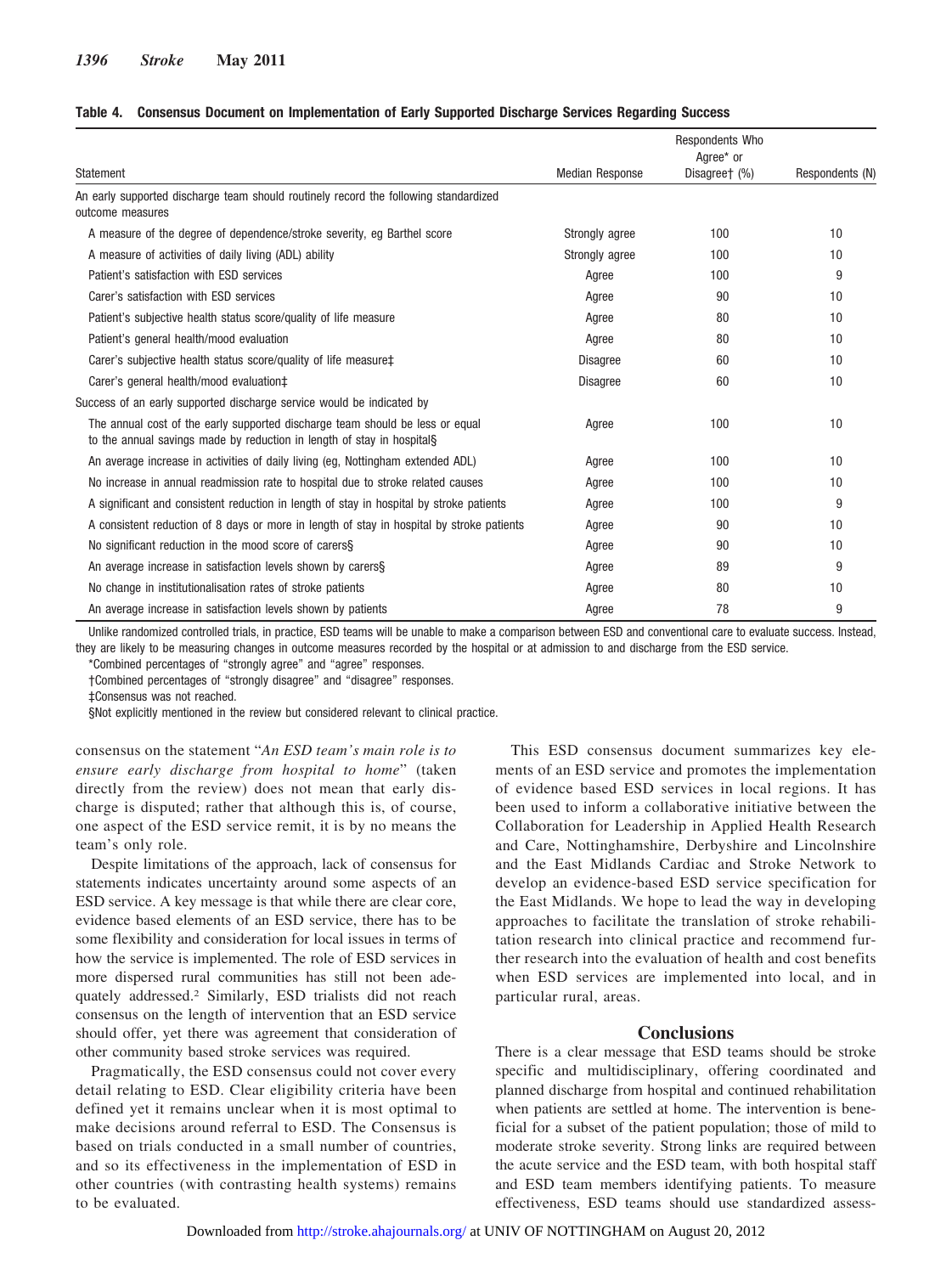**Table 4. Consensus Document on Implementation of Early Supported Discharge Services Regarding Success**

| Statement | Median Response | Respondents Who Agree* or Disagree† (%) | Respondents (N) |
|---|---|---|---|
| An early supported discharge team should routinely record the following standardized outcome measures | | | |
| A measure of the degree of dependence/stroke severity, eg Barthel score | Strongly agree | 100 | 10 |
| A measure of activities of daily living (ADL) ability | Strongly agree | 100 | 10 |
| Patient's satisfaction with ESD services | Agree | 100 | 9 |
| Carer's satisfaction with ESD services | Agree | 90 | 10 |
| Patient's subjective health status score/quality of life measure | Agree | 80 | 10 |
| Patient's general health/mood evaluation | Agree | 80 | 10 |
| Carer's subjective health status score/quality of life measure‡ | Disagree | 60 | 10 |
| Carer's general health/mood evaluation‡ | Disagree | 60 | 10 |
| Success of an early supported discharge service would be indicated by | | | |
| The annual cost of the early supported discharge team should be less or equal to the annual savings made by reduction in length of stay in hospital§ | Agree | 100 | 10 |
| An average increase in activities of daily living (eg, Nottingham extended ADL) | Agree | 100 | 10 |
| No increase in annual readmission rate to hospital due to stroke related causes | Agree | 100 | 10 |
| A significant and consistent reduction in length of stay in hospital by stroke patients | Agree | 100 | 9 |
| A consistent reduction of 8 days or more in length of stay in hospital by stroke patients | Agree | 90 | 10 |
| No significant reduction in the mood score of carers§ | Agree | 90 | 10 |
| An average increase in satisfaction levels shown by carers§ | Agree | 89 | 9 |
| No change in institutionalisation rates of stroke patients | Agree | 80 | 10 |
| An average increase in satisfaction levels shown by patients | Agree | 78 | 9 |

Unlike randomized controlled trials, in practice, ESD teams will be unable to make a comparison between ESD and conventional care to evaluate success. Instead, they are likely to be measuring changes in outcome measures recorded by the hospital or at admission to and discharge from the ESD service.

*Combined percentages of "strongly agree" and "agree" responses.

†Combined percentages of "strongly disagree" and "disagree" responses.

‡Consensus was not reached.

§Not explicitly mentioned in the review but considered relevant to clinical practice.

consensus on the statement "*An ESD team's main role is to ensure early discharge from hospital to home*" (taken directly from the review) does not mean that early discharge is disputed; rather that although this is, of course, one aspect of the ESD service remit, it is by no means the team's only role.

Despite limitations of the approach, lack of consensus for statements indicates uncertainty around some aspects of an ESD service. A key message is that while there are clear core, evidence based elements of an ESD service, there has to be some flexibility and consideration for local issues in terms of how the service is implemented. The role of ESD services in more dispersed rural communities has still not been adequately addressed.[2] Similarly, ESD trialists did not reach consensus on the length of intervention that an ESD service should offer, yet there was agreement that consideration of other community based stroke services was required.

Pragmatically, the ESD consensus could not cover every detail relating to ESD. Clear eligibility criteria have been defined yet it remains unclear when it is most optimal to make decisions around referral to ESD. The Consensus is based on trials conducted in a small number of countries, and so its effectiveness in the implementation of ESD in other countries (with contrasting health systems) remains to be evaluated.

This ESD consensus document summarizes key elements of an ESD service and promotes the implementation of evidence based ESD services in local regions. It has been used to inform a collaborative initiative between the Collaboration for Leadership in Applied Health Research and Care, Nottinghamshire, Derbyshire and Lincolnshire and the East Midlands Cardiac and Stroke Network to develop an evidence-based ESD service specification for the East Midlands. We hope to lead the way in developing approaches to facilitate the translation of stroke rehabilitation research into clinical practice and recommend further research into the evaluation of health and cost benefits when ESD services are implemented into local, and in particular rural, areas.

## Conclusions

There is a clear message that ESD teams should be stroke specific and multidisciplinary, offering coordinated and planned discharge from hospital and continued rehabilitation when patients are settled at home. The intervention is beneficial for a subset of the patient population; those of mild to moderate stroke severity. Strong links are required between the acute service and the ESD team, with both hospital staff and ESD team members identifying patients. To measure effectiveness, ESD teams should use standardized assess-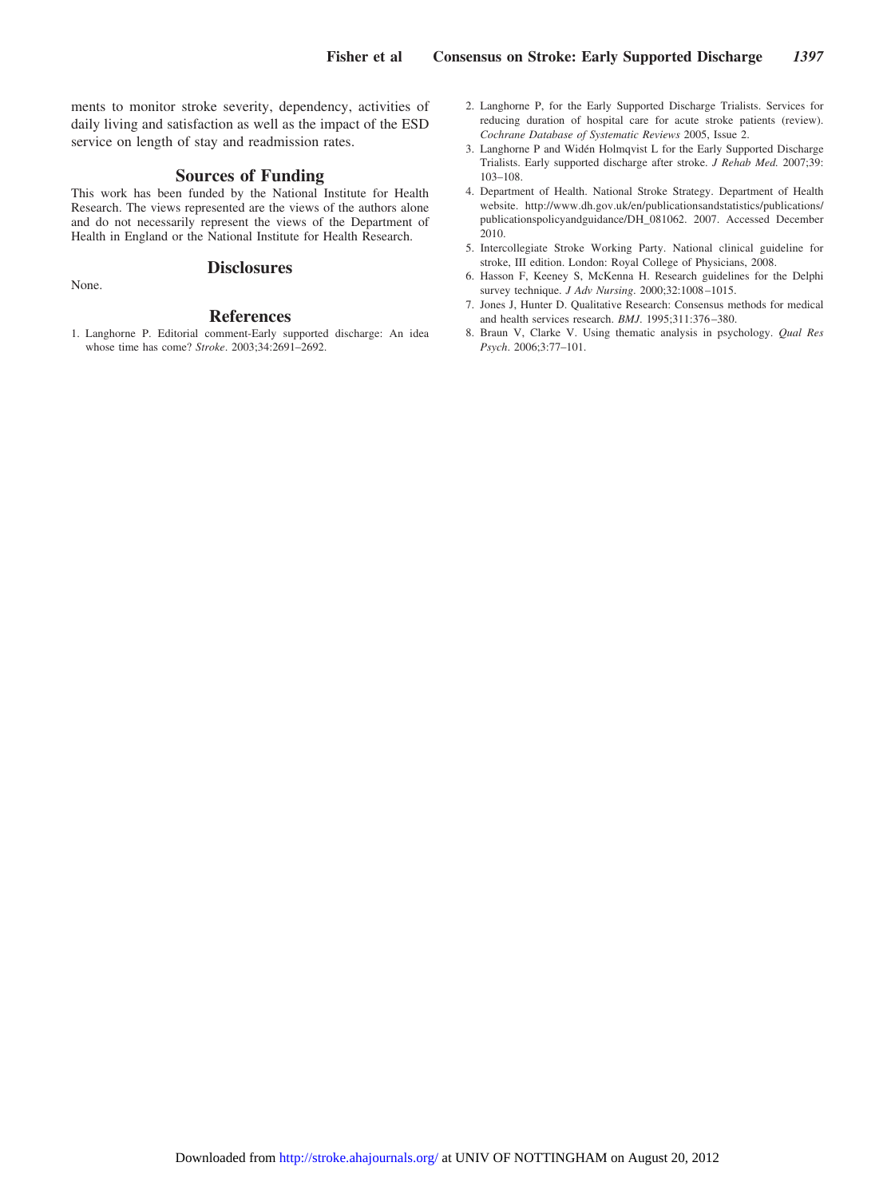ments to monitor stroke severity, dependency, activities of daily living and satisfaction as well as the impact of the ESD service on length of stay and readmission rates.

## Sources of Funding

This work has been funded by the National Institute for Health Research. The views represented are the views of the authors alone and do not necessarily represent the views of the Department of Health in England or the National Institute for Health Research.

## Disclosures

None.

## References

1. Langhorne P. Editorial comment-Early supported discharge: An idea whose time has come? *Stroke*. 2003;34:2691–2692.
2. Langhorne P, for the Early Supported Discharge Trialists. Services for reducing duration of hospital care for acute stroke patients (review). *Cochrane Database of Systematic Reviews* 2005, Issue 2.
3. Langhorne P and Widén Holmqvist L for the Early Supported Discharge Trialists. Early supported discharge after stroke. *J Rehab Med.* 2007;39: 103–108.
4. Department of Health. National Stroke Strategy. Department of Health website. http://www.dh.gov.uk/en/publicationsandstatistics/publications/publicationspolicyandguidance/DH_081062. 2007. Accessed December 2010.
5. Intercollegiate Stroke Working Party. National clinical guideline for stroke, III edition. London: Royal College of Physicians, 2008.
6. Hasson F, Keeney S, McKenna H. Research guidelines for the Delphi survey technique. *J Adv Nursing*. 2000;32:1008–1015.
7. Jones J, Hunter D. Qualitative Research: Consensus methods for medical and health services research. *BMJ*. 1995;311:376–380.
8. Braun V, Clarke V. Using thematic analysis in psychology. *Qual Res Psych*. 2006;3:77–101.